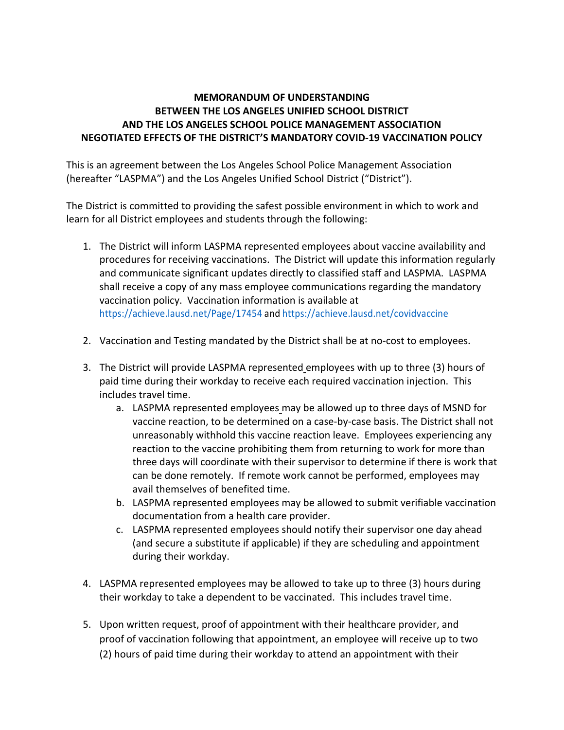**MEMORANDUM OF UNDERSTANDING**
**BETWEEN THE LOS ANGELES UNIFIED SCHOOL DISTRICT**
**AND THE LOS ANGELES SCHOOL POLICE MANAGEMENT ASSOCIATION**
**NEGOTIATED EFFECTS OF THE DISTRICT'S MANDATORY COVID-19 VACCINATION POLICY**

This is an agreement between the Los Angeles School Police Management Association (hereafter "LASPMA") and the Los Angeles Unified School District ("District").

The District is committed to providing the safest possible environment in which to work and learn for all District employees and students through the following:

1. The District will inform LASPMA represented employees about vaccine availability and procedures for receiving vaccinations. The District will update this information regularly and communicate significant updates directly to classified staff and LASPMA. LASPMA shall receive a copy of any mass employee communications regarding the mandatory vaccination policy. Vaccination information is available at https://achieve.lausd.net/Page/17454 and https://achieve.lausd.net/covidvaccine

2. Vaccination and Testing mandated by the District shall be at no-cost to employees.

3. The District will provide LASPMA represented employees with up to three (3) hours of paid time during their workday to receive each required vaccination injection. This includes travel time.
   a. LASPMA represented employees may be allowed up to three days of MSND for vaccine reaction, to be determined on a case-by-case basis. The District shall not unreasonably withhold this vaccine reaction leave. Employees experiencing any reaction to the vaccine prohibiting them from returning to work for more than three days will coordinate with their supervisor to determine if there is work that can be done remotely. If remote work cannot be performed, employees may avail themselves of benefited time.
   b. LASPMA represented employees may be allowed to submit verifiable vaccination documentation from a health care provider.
   c. LASPMA represented employees should notify their supervisor one day ahead (and secure a substitute if applicable) if they are scheduling and appointment during their workday.

4. LASPMA represented employees may be allowed to take up to three (3) hours during their workday to take a dependent to be vaccinated. This includes travel time.

5. Upon written request, proof of appointment with their healthcare provider, and proof of vaccination following that appointment, an employee will receive up to two (2) hours of paid time during their workday to attend an appointment with their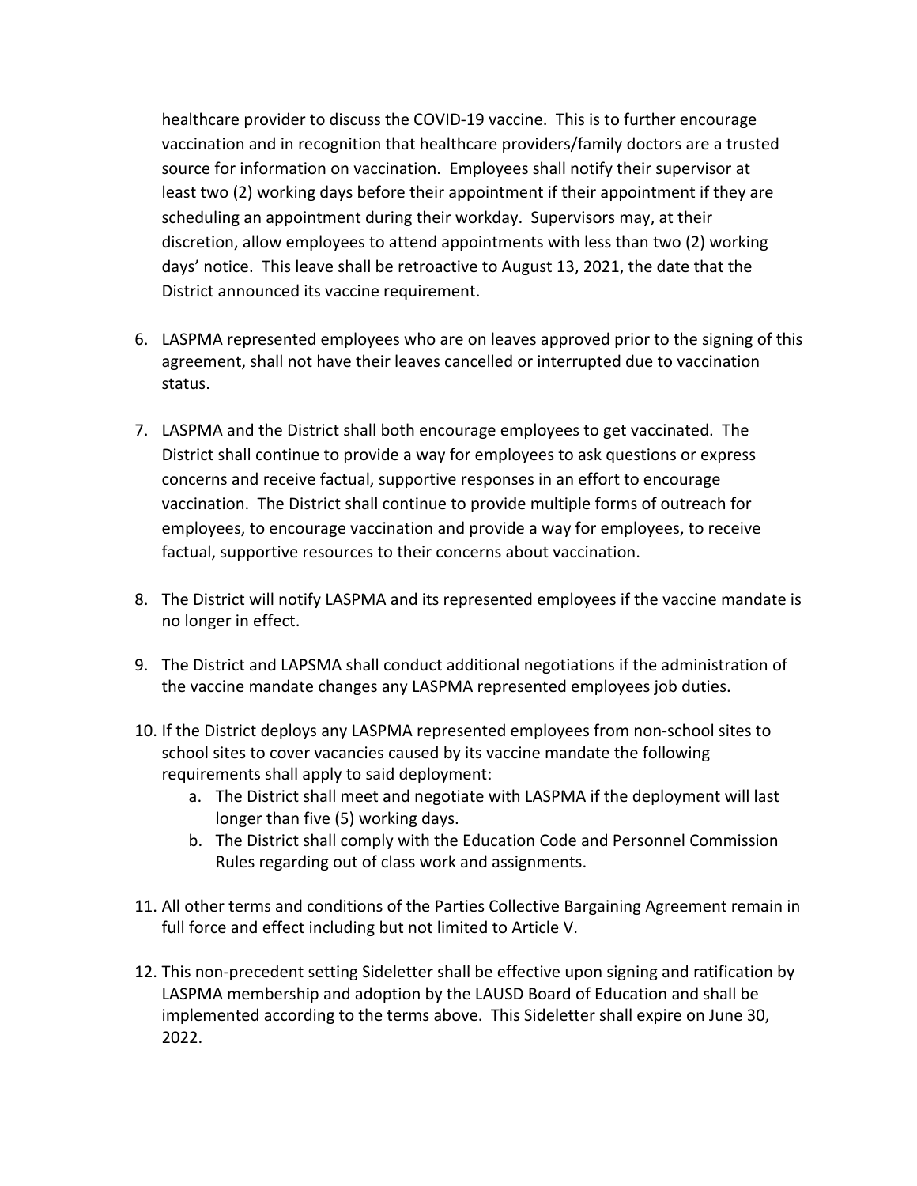healthcare provider to discuss the COVID-19 vaccine. This is to further encourage vaccination and in recognition that healthcare providers/family doctors are a trusted source for information on vaccination. Employees shall notify their supervisor at least two (2) working days before their appointment if their appointment if they are scheduling an appointment during their workday. Supervisors may, at their discretion, allow employees to attend appointments with less than two (2) working days' notice. This leave shall be retroactive to August 13, 2021, the date that the District announced its vaccine requirement.

6. LASPMA represented employees who are on leaves approved prior to the signing of this agreement, shall not have their leaves cancelled or interrupted due to vaccination status.

7. LASPMA and the District shall both encourage employees to get vaccinated. The District shall continue to provide a way for employees to ask questions or express concerns and receive factual, supportive responses in an effort to encourage vaccination. The District shall continue to provide multiple forms of outreach for employees, to encourage vaccination and provide a way for employees, to receive factual, supportive resources to their concerns about vaccination.

8. The District will notify LASPMA and its represented employees if the vaccine mandate is no longer in effect.

9. The District and LAPSMA shall conduct additional negotiations if the administration of the vaccine mandate changes any LASPMA represented employees job duties.

10. If the District deploys any LASPMA represented employees from non-school sites to school sites to cover vacancies caused by its vaccine mandate the following requirements shall apply to said deployment:
    a. The District shall meet and negotiate with LASPMA if the deployment will last longer than five (5) working days.
    b. The District shall comply with the Education Code and Personnel Commission Rules regarding out of class work and assignments.

11. All other terms and conditions of the Parties Collective Bargaining Agreement remain in full force and effect including but not limited to Article V.

12. This non-precedent setting Sideletter shall be effective upon signing and ratification by LASPMA membership and adoption by the LAUSD Board of Education and shall be implemented according to the terms above. This Sideletter shall expire on June 30, 2022.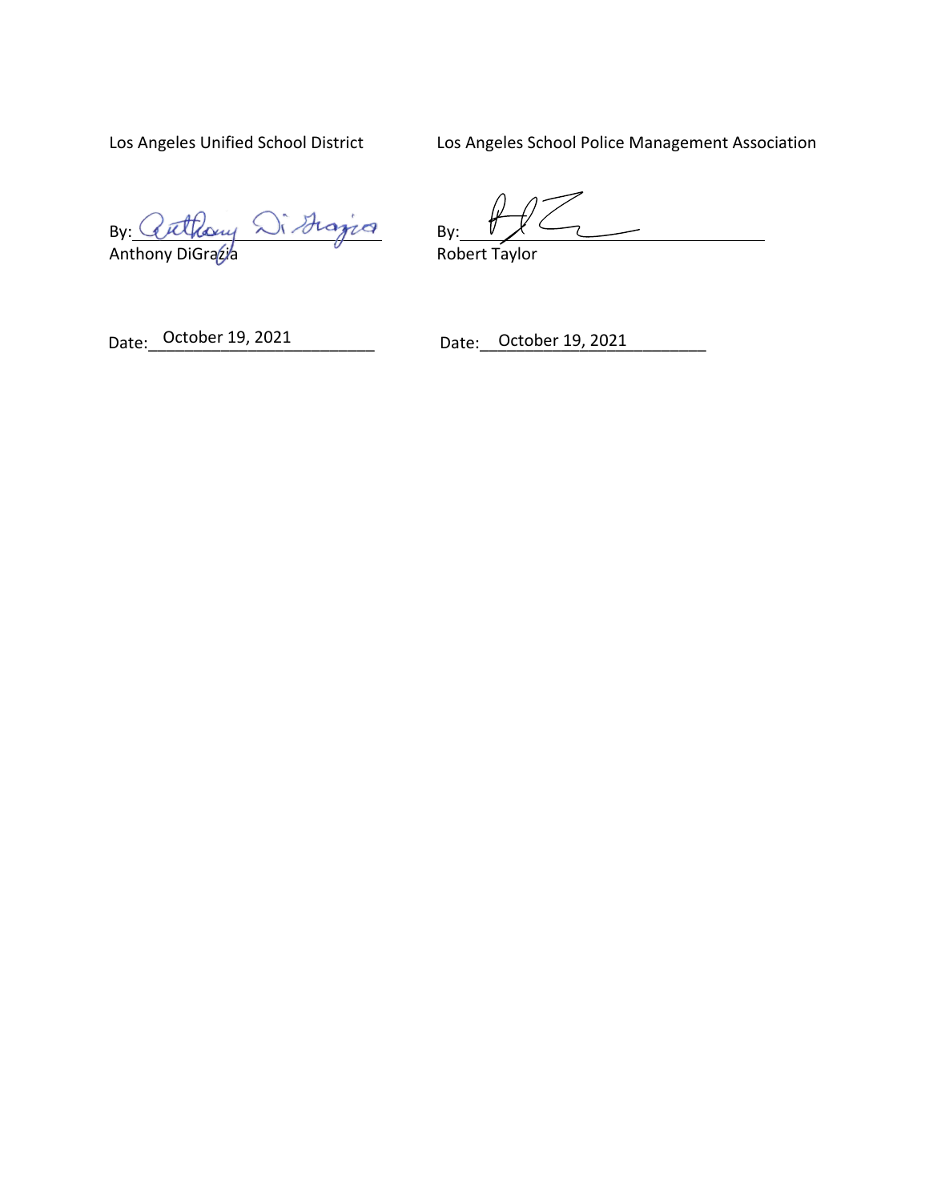| Los Angeles Unified School District | Los Angeles School Police Management Association |
| --- | --- |
| By: ______________________ | By: ______________________ |
| Anthony DiGrazia | Robert Taylor |
| Date: October 19, 2021 | Date: October 19, 2021 |